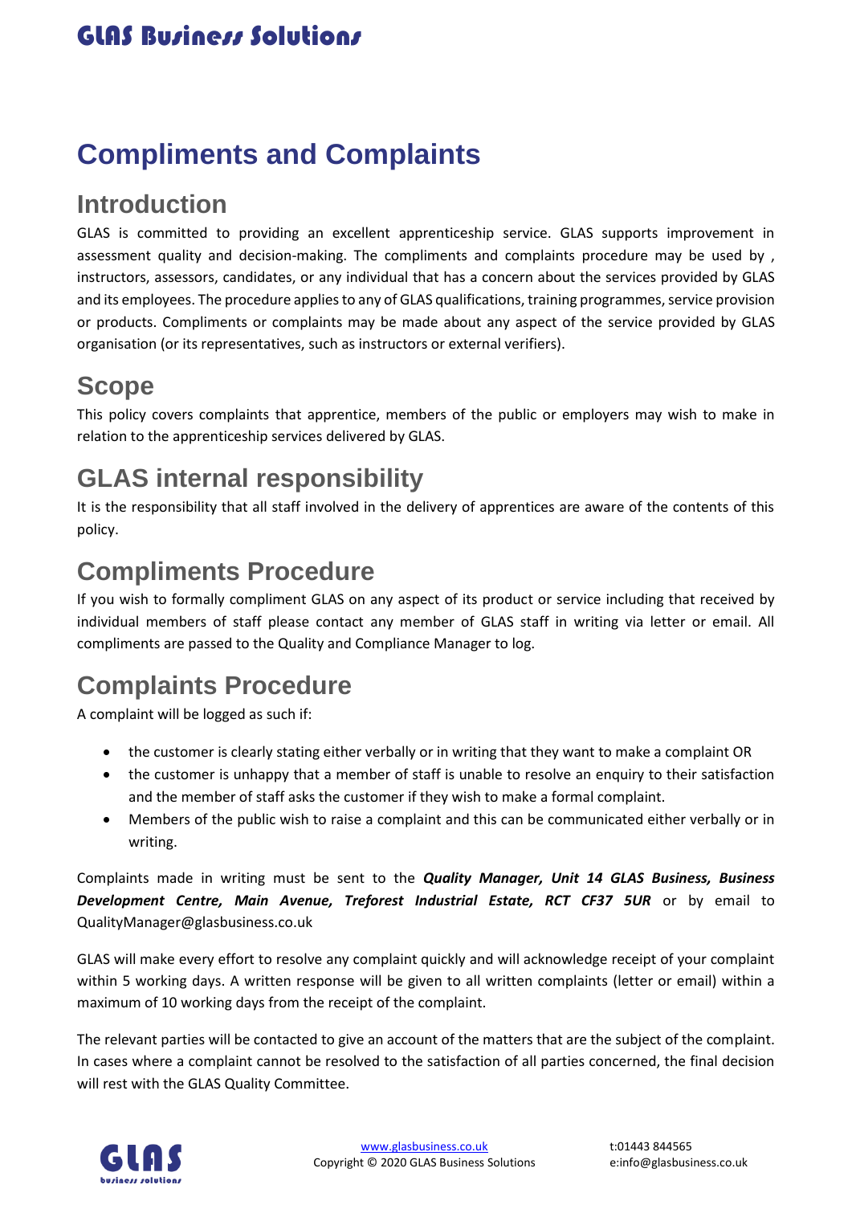# Compliments and Complaints

## Introduction

GLAS is committed to providing an excellent apprenticeship service. GLAS supports improvement in assessment quality and decision-making. The compliments and complaints procedure may be used by , instructors, assessors, candidates, or any individual that has a concern about the services provided by GLAS and its employees. The procedure applies to any of GLAS qualifications, training programmes, service provision or products. Compliments or complaints may be made about any aspect of the service provided by GLAS organisation (or its representatives, such as instructors or external verifiers).

## Scope

This policy covers complaints that apprentice, members of the public or employers may wish to make in relation to the apprenticeship services delivered by GLAS.

## GLAS internal responsibility

It is the responsibility that all staff involved in the delivery of apprentices are aware of the contents of this policy.

## Compliments Procedure

If you wish to formally compliment GLAS on any aspect of its product or service including that received by individual members of staff please contact any member of GLAS staff in writing via letter or email. All compliments are passed to the Quality and Compliance Manager to log.

## Complaints Procedure

A complaint will be logged as such if:

- the customer is clearly stating either verbally or in writing that they want to make a complaint OR
- the customer is unhappy that a member of staff is unable to resolve an enquiry to their satisfaction and the member of staff asks the customer if they wish to make a formal complaint.
- Members of the public wish to raise a complaint and this can be communicated either verbally or in writing.

Complaints made in writing must be sent to the ***Quality Manager, Unit 14 GLAS Business, Business Development Centre, Main Avenue, Treforest Industrial Estate, RCT CF37 5UR*** or by email to QualityManager@glasbusiness.co.uk

GLAS will make every effort to resolve any complaint quickly and will acknowledge receipt of your complaint within 5 working days. A written response will be given to all written complaints (letter or email) within a maximum of 10 working days from the receipt of the complaint.

The relevant parties will be contacted to give an account of the matters that are the subject of the complaint. In cases where a complaint cannot be resolved to the satisfaction of all parties concerned, the final decision will rest with the GLAS Quality Committee.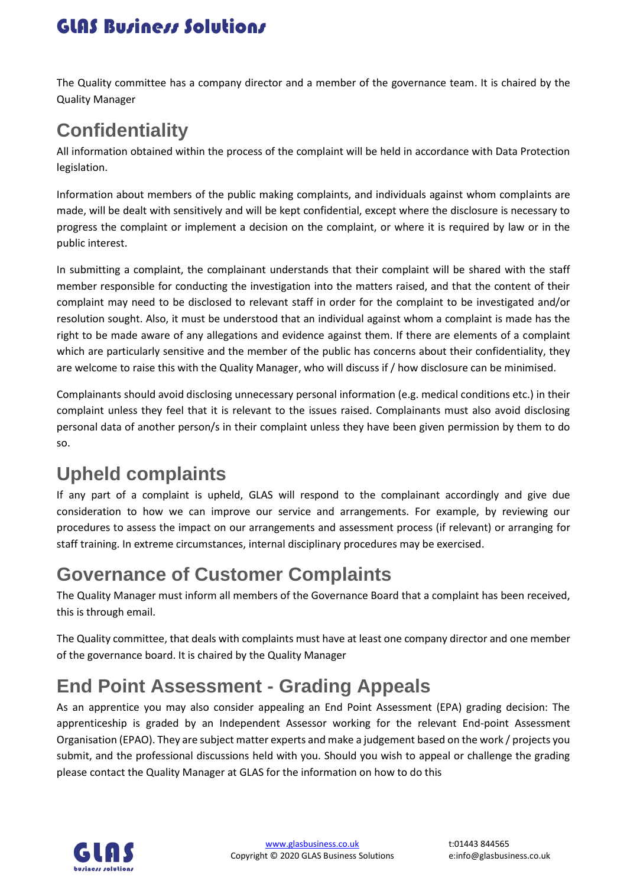The Quality committee has a company director and a member of the governance team. It is chaired by the Quality Manager

## Confidentiality

All information obtained within the process of the complaint will be held in accordance with Data Protection legislation.

Information about members of the public making complaints, and individuals against whom complaints are made, will be dealt with sensitively and will be kept confidential, except where the disclosure is necessary to progress the complaint or implement a decision on the complaint, or where it is required by law or in the public interest.

In submitting a complaint, the complainant understands that their complaint will be shared with the staff member responsible for conducting the investigation into the matters raised, and that the content of their complaint may need to be disclosed to relevant staff in order for the complaint to be investigated and/or resolution sought. Also, it must be understood that an individual against whom a complaint is made has the right to be made aware of any allegations and evidence against them. If there are elements of a complaint which are particularly sensitive and the member of the public has concerns about their confidentiality, they are welcome to raise this with the Quality Manager, who will discuss if / how disclosure can be minimised.

Complainants should avoid disclosing unnecessary personal information (e.g. medical conditions etc.) in their complaint unless they feel that it is relevant to the issues raised. Complainants must also avoid disclosing personal data of another person/s in their complaint unless they have been given permission by them to do so.

## Upheld complaints

If any part of a complaint is upheld, GLAS will respond to the complainant accordingly and give due consideration to how we can improve our service and arrangements. For example, by reviewing our procedures to assess the impact on our arrangements and assessment process (if relevant) or arranging for staff training. In extreme circumstances, internal disciplinary procedures may be exercised.

## Governance of Customer Complaints

The Quality Manager must inform all members of the Governance Board that a complaint has been received, this is through email.

The Quality committee, that deals with complaints must have at least one company director and one member of the governance board. It is chaired by the Quality Manager

## End Point Assessment - Grading Appeals

As an apprentice you may also consider appealing an End Point Assessment (EPA) grading decision: The apprenticeship is graded by an Independent Assessor working for the relevant End-point Assessment Organisation (EPAO). They are subject matter experts and make a judgement based on the work / projects you submit, and the professional discussions held with you. Should you wish to appeal or challenge the grading please contact the Quality Manager at GLAS for the information on how to do this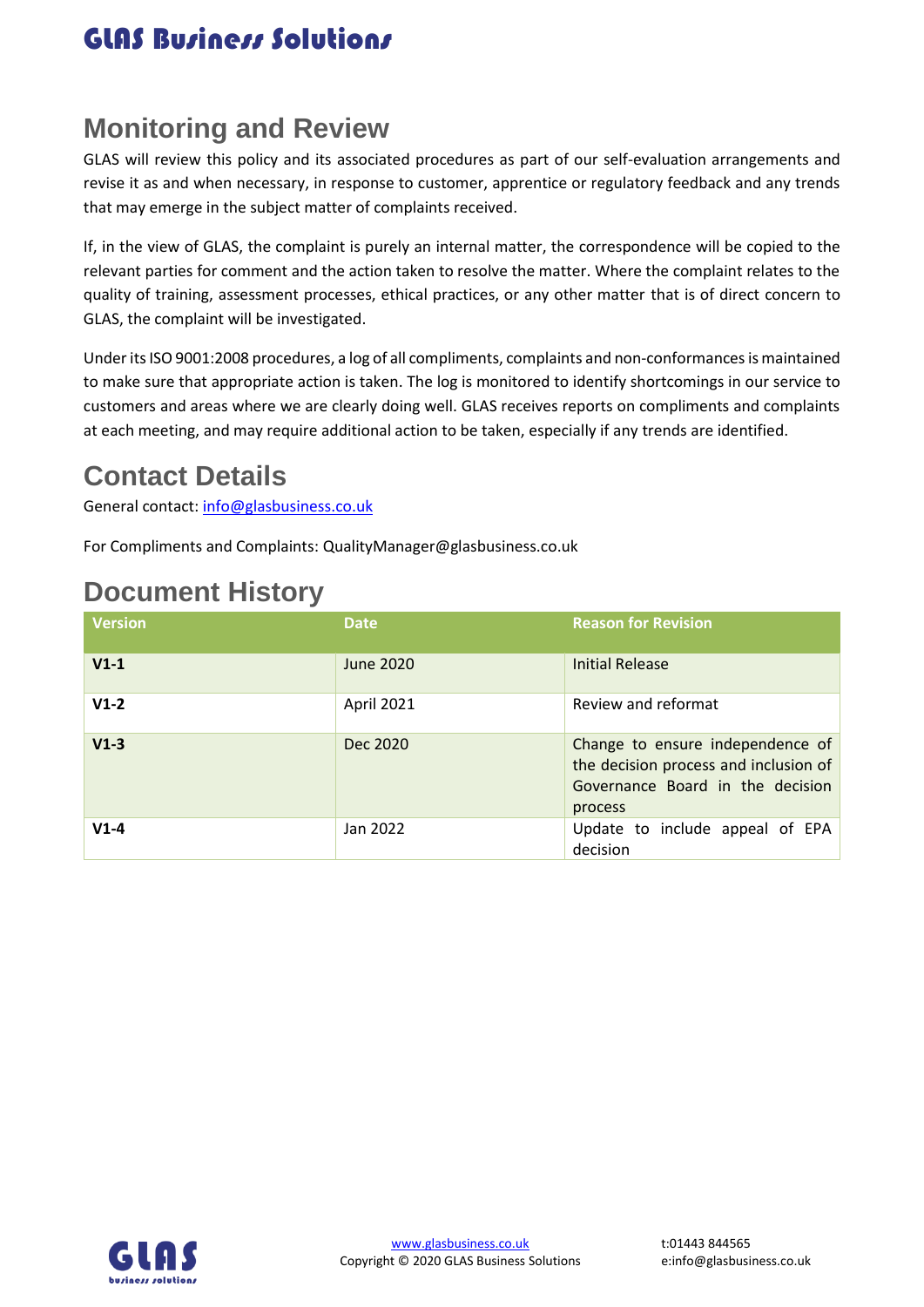## Monitoring and Review

GLAS will review this policy and its associated procedures as part of our self-evaluation arrangements and revise it as and when necessary, in response to customer, apprentice or regulatory feedback and any trends that may emerge in the subject matter of complaints received.

If, in the view of GLAS, the complaint is purely an internal matter, the correspondence will be copied to the relevant parties for comment and the action taken to resolve the matter. Where the complaint relates to the quality of training, assessment processes, ethical practices, or any other matter that is of direct concern to GLAS, the complaint will be investigated.

Under its ISO 9001:2008 procedures, a log of all compliments, complaints and non-conformances is maintained to make sure that appropriate action is taken. The log is monitored to identify shortcomings in our service to customers and areas where we are clearly doing well. GLAS receives reports on compliments and complaints at each meeting, and may require additional action to be taken, especially if any trends are identified.

## Contact Details

General contact: info@glasbusiness.co.uk

For Compliments and Complaints: QualityManager@glasbusiness.co.uk

## Document History

| Version | Date | Reason for Revision |
|---|---|---|
| **V1-1** | June 2020 | Initial Release |
| **V1-2** | April 2021 | Review and reformat |
| **V1-3** | Dec 2020 | Change to ensure independence of the decision process and inclusion of Governance Board in the decision process |
| **V1-4** | Jan 2022 | Update to include appeal of EPA decision |